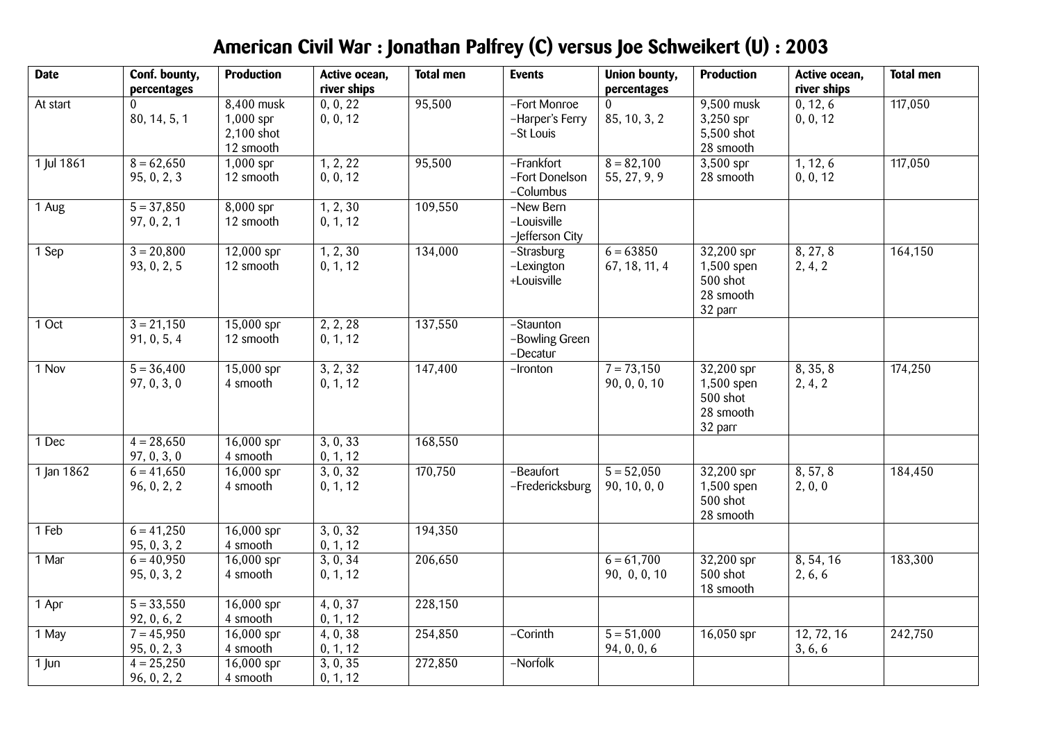# American Civil War : Jonathan Palfrey (C) versus Joe Schweikert (U) : 2003

| Date | Conf. bounty, percentages | Production | Active ocean, river ships | Total men | Events | Union bounty, percentages | Production | Active ocean, river ships | Total men |
|---|---|---|---|---|---|---|---|---|---|
| At start | 0<br>80, 14, 5, 1 | 8,400 musk<br>1,000 spr<br>2,100 shot<br>12 smooth | 0, 0, 22<br>0, 0, 12 | 95,500 | –Fort Monroe<br>–Harper's Ferry<br>–St Louis | 0<br>85, 10, 3, 2 | 9,500 musk<br>3,250 spr<br>5,500 shot<br>28 smooth | 0, 12, 6<br>0, 0, 12 | 117,050 |
| 1 Jul 1861 | 8 = 62,650<br>95, 0, 2, 3 | 1,000 spr<br>12 smooth | 1, 2, 22<br>0, 0, 12 | 95,500 | –Frankfort<br>–Fort Donelson<br>–Columbus | 8 = 82,100<br>55, 27, 9, 9 | 3,500 spr<br>28 smooth | 1, 12, 6<br>0, 0, 12 | 117,050 |
| 1 Aug | 5 = 37,850<br>97, 0, 2, 1 | 8,000 spr<br>12 smooth | 1, 2, 30<br>0, 1, 12 | 109,550 | –New Bern<br>–Louisville<br>–Jefferson City | | | | |
| 1 Sep | 3 = 20,800<br>93, 0, 2, 5 | 12,000 spr<br>12 smooth | 1, 2, 30<br>0, 1, 12 | 134,000 | –Strasburg<br>–Lexington<br>+Louisville | 6 = 63850<br>67, 18, 11, 4 | 32,200 spr<br>1,500 spen<br>500 shot<br>28 smooth<br>32 parr | 8, 27, 8<br>2, 4, 2 | 164,150 |
| 1 Oct | 3 = 21,150<br>91, 0, 5, 4 | 15,000 spr<br>12 smooth | 2, 2, 28<br>0, 1, 12 | 137,550 | –Staunton<br>–Bowling Green<br>–Decatur | | | | |
| 1 Nov | 5 = 36,400<br>97, 0, 3, 0 | 15,000 spr<br>4 smooth | 3, 2, 32<br>0, 1, 12 | 147,400 | –Ironton | 7 = 73,150<br>90, 0, 0, 10 | 32,200 spr<br>1,500 spen<br>500 shot<br>28 smooth<br>32 parr | 8, 35, 8<br>2, 4, 2 | 174,250 |
| 1 Dec | 4 = 28,650<br>97, 0, 3, 0 | 16,000 spr<br>4 smooth | 3, 0, 33<br>0, 1, 12 | 168,550 | | | | | |
| 1 Jan 1862 | 6 = 41,650<br>96, 0, 2, 2 | 16,000 spr<br>4 smooth | 3, 0, 32<br>0, 1, 12 | 170,750 | –Beaufort<br>–Fredericksburg | 5 = 52,050<br>90, 10, 0, 0 | 32,200 spr<br>1,500 spen<br>500 shot<br>28 smooth | 8, 57, 8<br>2, 0, 0 | 184,450 |
| 1 Feb | 6 = 41,250<br>95, 0, 3, 2 | 16,000 spr<br>4 smooth | 3, 0, 32<br>0, 1, 12 | 194,350 | | | | | |
| 1 Mar | 6 = 40,950<br>95, 0, 3, 2 | 16,000 spr<br>4 smooth | 3, 0, 34<br>0, 1, 12 | 206,650 | | 6 = 61,700<br>90, 0, 0, 10 | 32,200 spr<br>500 shot<br>18 smooth | 8, 54, 16<br>2, 6, 6 | 183,300 |
| 1 Apr | 5 = 33,550<br>92, 0, 6, 2 | 16,000 spr<br>4 smooth | 4, 0, 37<br>0, 1, 12 | 228,150 | | | | | |
| 1 May | 7 = 45,950<br>95, 0, 2, 3 | 16,000 spr<br>4 smooth | 4, 0, 38<br>0, 1, 12 | 254,850 | –Corinth | 5 = 51,000<br>94, 0, 0, 6 | 16,050 spr | 12, 72, 16<br>3, 6, 6 | 242,750 |
| 1 Jun | 4 = 25,250<br>96, 0, 2, 2 | 16,000 spr<br>4 smooth | 3, 0, 35<br>0, 1, 12 | 272,850 | –Norfolk | | | | |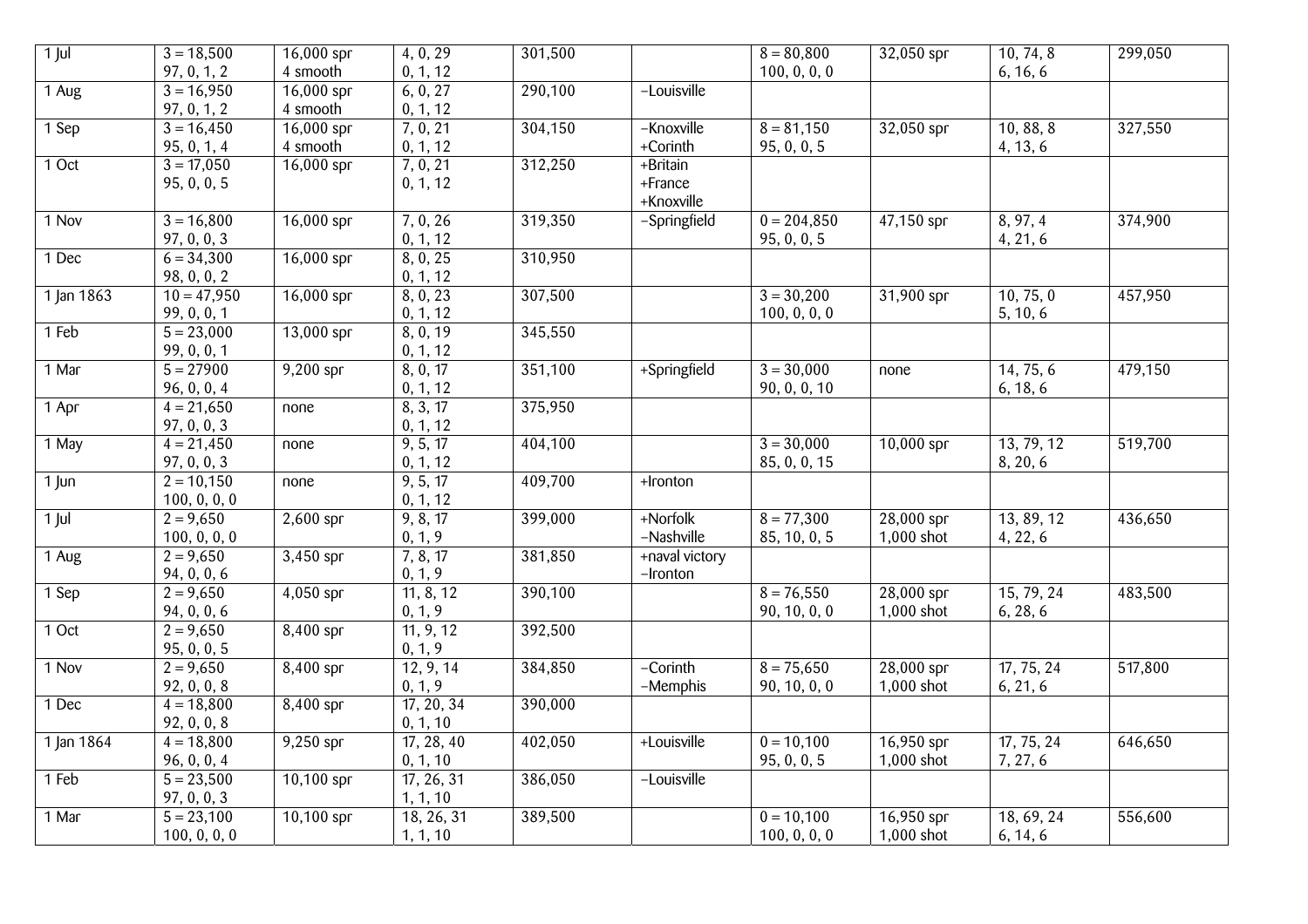| | | | | | | | | | |
|---|---|---|---|---|---|---|---|---|---|
| 1 Jul | 3 = 18,500<br>97, 0, 1, 2 | 16,000 spr<br>4 smooth | 4, 0, 29<br>0, 1, 12 | 301,500 | | 8 = 80,800<br>100, 0, 0, 0 | 32,050 spr | 10, 74, 8<br>6, 16, 6 | 299,050 |
| 1 Aug | 3 = 16,950<br>97, 0, 1, 2 | 16,000 spr<br>4 smooth | 6, 0, 27<br>0, 1, 12 | 290,100 | −Louisville | | | | |
| 1 Sep | 3 = 16,450<br>95, 0, 1, 4 | 16,000 spr<br>4 smooth | 7, 0, 21<br>0, 1, 12 | 304,150 | −Knoxville<br>+Corinth | 8 = 81,150<br>95, 0, 0, 5 | 32,050 spr | 10, 88, 8<br>4, 13, 6 | 327,550 |
| 1 Oct | 3 = 17,050<br>95, 0, 0, 5 | 16,000 spr | 7, 0, 21<br>0, 1, 12 | 312,250 | +Britain<br>+France<br>+Knoxville | | | | |
| 1 Nov | 3 = 16,800<br>97, 0, 0, 3 | 16,000 spr | 7, 0, 26<br>0, 1, 12 | 319,350 | −Springfield | 0 = 204,850<br>95, 0, 0, 5 | 47,150 spr | 8, 97, 4<br>4, 21, 6 | 374,900 |
| 1 Dec | 6 = 34,300<br>98, 0, 0, 2 | 16,000 spr | 8, 0, 25<br>0, 1, 12 | 310,950 | | | | | |
| 1 Jan 1863 | 10 = 47,950<br>99, 0, 0, 1 | 16,000 spr | 8, 0, 23<br>0, 1, 12 | 307,500 | | 3 = 30,200<br>100, 0, 0, 0 | 31,900 spr | 10, 75, 0<br>5, 10, 6 | 457,950 |
| 1 Feb | 5 = 23,000<br>99, 0, 0, 1 | 13,000 spr | 8, 0, 19<br>0, 1, 12 | 345,550 | | | | | |
| 1 Mar | 5 = 27900<br>96, 0, 0, 4 | 9,200 spr | 8, 0, 17<br>0, 1, 12 | 351,100 | +Springfield | 3 = 30,000<br>90, 0, 0, 10 | none | 14, 75, 6<br>6, 18, 6 | 479,150 |
| 1 Apr | 4 = 21,650<br>97, 0, 0, 3 | none | 8, 3, 17<br>0, 1, 12 | 375,950 | | | | | |
| 1 May | 4 = 21,450<br>97, 0, 0, 3 | none | 9, 5, 17<br>0, 1, 12 | 404,100 | | 3 = 30,000<br>85, 0, 0, 15 | 10,000 spr | 13, 79, 12<br>8, 20, 6 | 519,700 |
| 1 Jun | 2 = 10,150<br>100, 0, 0, 0 | none | 9, 5, 17<br>0, 1, 12 | 409,700 | +Ironton | | | | |
| 1 Jul | 2 = 9,650<br>100, 0, 0, 0 | 2,600 spr | 9, 8, 17<br>0, 1, 9 | 399,000 | +Norfolk<br>−Nashville | 8 = 77,300<br>85, 10, 0, 5 | 28,000 spr<br>1,000 shot | 13, 89, 12<br>4, 22, 6 | 436,650 |
| 1 Aug | 2 = 9,650<br>94, 0, 0, 6 | 3,450 spr | 7, 8, 17<br>0, 1, 9 | 381,850 | +naval victory<br>−Ironton | | | | |
| 1 Sep | 2 = 9,650<br>94, 0, 0, 6 | 4,050 spr | 11, 8, 12<br>0, 1, 9 | 390,100 | | 8 = 76,550<br>90, 10, 0, 0 | 28,000 spr<br>1,000 shot | 15, 79, 24<br>6, 28, 6 | 483,500 |
| 1 Oct | 2 = 9,650<br>95, 0, 0, 5 | 8,400 spr | 11, 9, 12<br>0, 1, 9 | 392,500 | | | | | |
| 1 Nov | 2 = 9,650<br>92, 0, 0, 8 | 8,400 spr | 12, 9, 14<br>0, 1, 9 | 384,850 | −Corinth<br>−Memphis | 8 = 75,650<br>90, 10, 0, 0 | 28,000 spr<br>1,000 shot | 17, 75, 24<br>6, 21, 6 | 517,800 |
| 1 Dec | 4 = 18,800<br>92, 0, 0, 8 | 8,400 spr | 17, 20, 34<br>0, 1, 10 | 390,000 | | | | | |
| 1 Jan 1864 | 4 = 18,800<br>96, 0, 0, 4 | 9,250 spr | 17, 28, 40<br>0, 1, 10 | 402,050 | +Louisville | 0 = 10,100<br>95, 0, 0, 5 | 16,950 spr<br>1,000 shot | 17, 75, 24<br>7, 27, 6 | 646,650 |
| 1 Feb | 5 = 23,500<br>97, 0, 0, 3 | 10,100 spr | 17, 26, 31<br>1, 1, 10 | 386,050 | −Louisville | | | | |
| 1 Mar | 5 = 23,100<br>100, 0, 0, 0 | 10,100 spr | 18, 26, 31<br>1, 1, 10 | 389,500 | | 0 = 10,100<br>100, 0, 0, 0 | 16,950 spr<br>1,000 shot | 18, 69, 24<br>6, 14, 6 | 556,600 |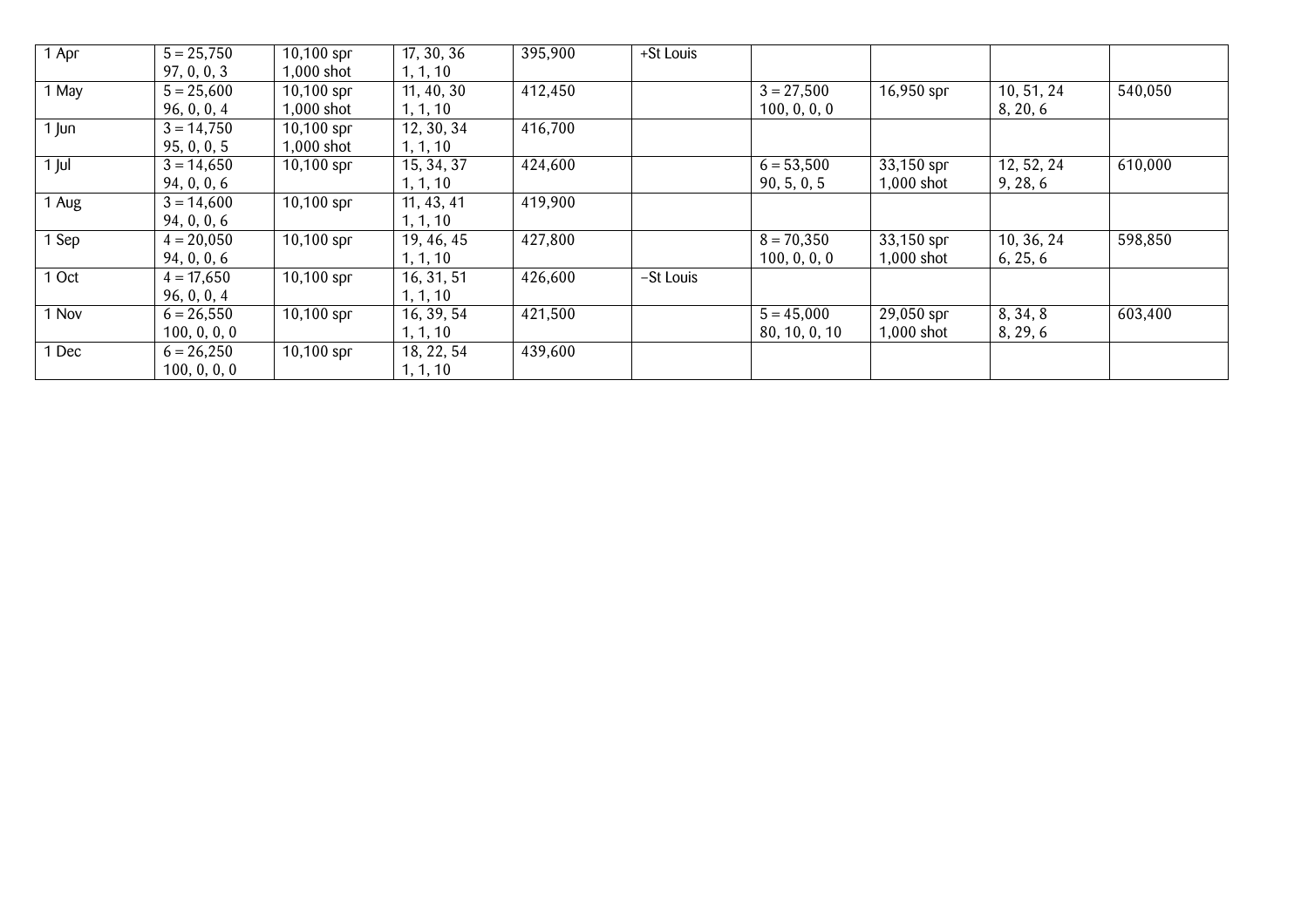| | | | | | | | | | |
|---|---|---|---|---|---|---|---|---|---|
| 1 Apr | 5 = 25,750<br>97, 0, 0, 3 | 10,100 spr<br>1,000 shot | 17, 30, 36<br>1, 1, 10 | 395,900 | +St Louis | | | | |
| 1 May | 5 = 25,600<br>96, 0, 0, 4 | 10,100 spr<br>1,000 shot | 11, 40, 30<br>1, 1, 10 | 412,450 | | 3 = 27,500<br>100, 0, 0, 0 | 16,950 spr | 10, 51, 24<br>8, 20, 6 | 540,050 |
| 1 Jun | 3 = 14,750<br>95, 0, 0, 5 | 10,100 spr<br>1,000 shot | 12, 30, 34<br>1, 1, 10 | 416,700 | | | | | |
| 1 Jul | 3 = 14,650<br>94, 0, 0, 6 | 10,100 spr | 15, 34, 37<br>1, 1, 10 | 424,600 | | 6 = 53,500<br>90, 5, 0, 5 | 33,150 spr<br>1,000 shot | 12, 52, 24<br>9, 28, 6 | 610,000 |
| 1 Aug | 3 = 14,600<br>94, 0, 0, 6 | 10,100 spr | 11, 43, 41<br>1, 1, 10 | 419,900 | | | | | |
| 1 Sep | 4 = 20,050<br>94, 0, 0, 6 | 10,100 spr | 19, 46, 45<br>1, 1, 10 | 427,800 | | 8 = 70,350<br>100, 0, 0, 0 | 33,150 spr<br>1,000 shot | 10, 36, 24<br>6, 25, 6 | 598,850 |
| 1 Oct | 4 = 17,650<br>96, 0, 0, 4 | 10,100 spr | 16, 31, 51<br>1, 1, 10 | 426,600 | −St Louis | | | | |
| 1 Nov | 6 = 26,550<br>100, 0, 0, 0 | 10,100 spr | 16, 39, 54<br>1, 1, 10 | 421,500 | | 5 = 45,000<br>80, 10, 0, 10 | 29,050 spr<br>1,000 shot | 8, 34, 8<br>8, 29, 6 | 603,400 |
| 1 Dec | 6 = 26,250<br>100, 0, 0, 0 | 10,100 spr | 18, 22, 54<br>1, 1, 10 | 439,600 | | | | | |